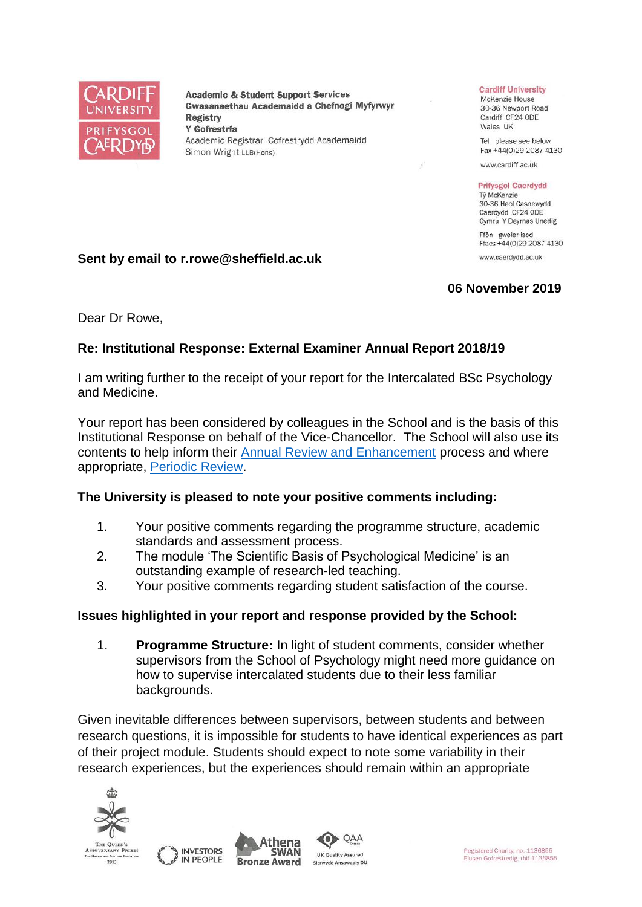**Academic & Student Support Services**
**Gwasanaethau Academaidd a Chefnogi Myfyrwyr**
**Registry**
**Y Gofrestrfa**
Academic Registrar Cofrestrydd Academaidd
Simon Wright LLB(Hons)

**Cardiff University**
McKenzie House
30-36 Newport Road
Cardiff CF24 0DE
Wales UK

Tel please see below
Fax +44(0)29 2087 4130

www.cardiff.ac.uk

**Prifysgol Caerdydd**
Tŷ McKenzie
30-36 Heol Casnewydd
Caerdydd CF24 0DE
Cymru Y Deyrnas Unedig

Ffôn gweler isod
Ffacs +44(0)29 2087 4130

www.caerdydd.ac.uk

**Sent by email to r.rowe@sheffield.ac.uk**

**06 November 2019**

Dear Dr Rowe,

**Re: Institutional Response: External Examiner Annual Report 2018/19**

I am writing further to the receipt of your report for the Intercalated BSc Psychology and Medicine.

Your report has been considered by colleagues in the School and is the basis of this Institutional Response on behalf of the Vice-Chancellor. The School will also use its contents to help inform their Annual Review and Enhancement process and where appropriate, Periodic Review.

**The University is pleased to note your positive comments including:**

1. Your positive comments regarding the programme structure, academic standards and assessment process.
2. The module 'The Scientific Basis of Psychological Medicine' is an outstanding example of research-led teaching.
3. Your positive comments regarding student satisfaction of the course.

**Issues highlighted in your report and response provided by the School:**

1. **Programme Structure:** In light of student comments, consider whether supervisors from the School of Psychology might need more guidance on how to supervise intercalated students due to their less familiar backgrounds.

Given inevitable differences between supervisors, between students and between research questions, it is impossible for students to have identical experiences as part of their project module. Students should expect to note some variability in their research experiences, but the experiences should remain within an appropriate

Registered Charity, no. 1136855
Elusen Gofrestredig, rhif 1136855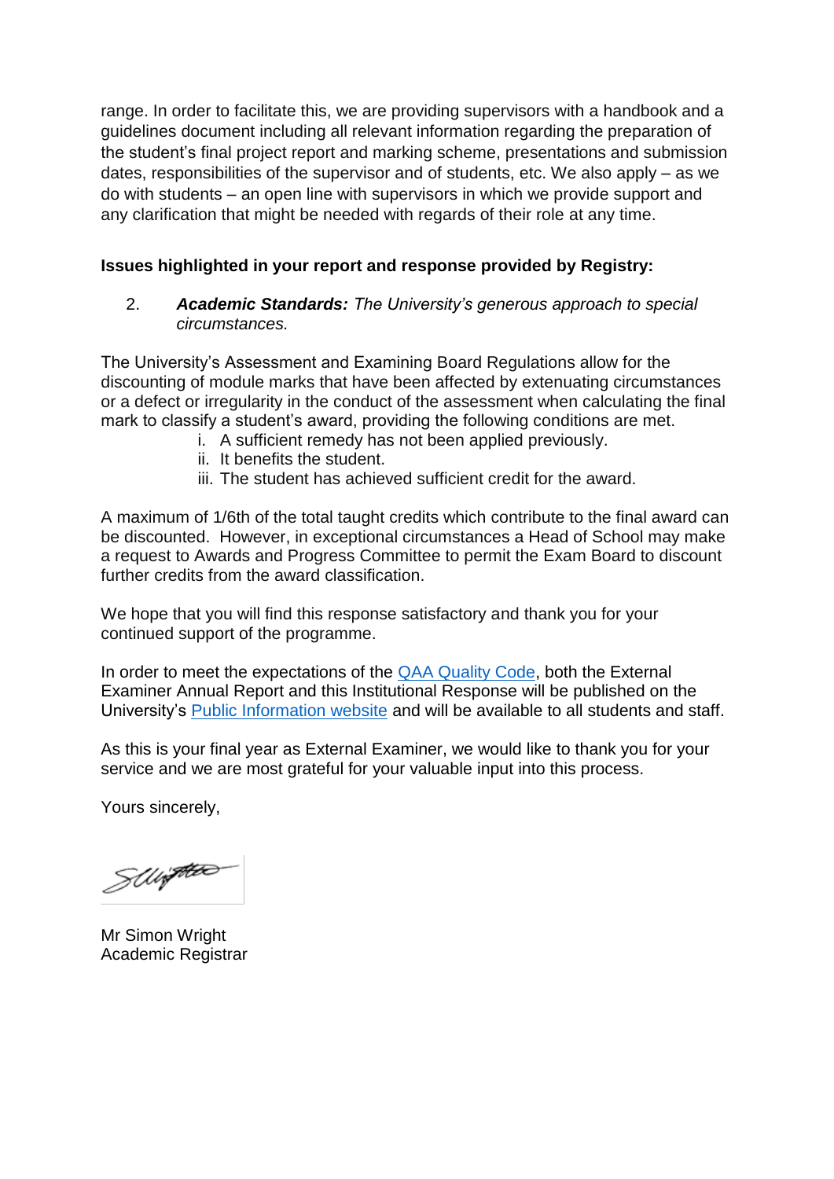range. In order to facilitate this, we are providing supervisors with a handbook and a guidelines document including all relevant information regarding the preparation of the student's final project report and marking scheme, presentations and submission dates, responsibilities of the supervisor and of students, etc. We also apply – as we do with students – an open line with supervisors in which we provide support and any clarification that might be needed with regards of their role at any time.

**Issues highlighted in your report and response provided by Registry:**

2. ***Academic Standards:*** *The University's generous approach to special circumstances.*

The University's Assessment and Examining Board Regulations allow for the discounting of module marks that have been affected by extenuating circumstances or a defect or irregularity in the conduct of the assessment when calculating the final mark to classify a student's award, providing the following conditions are met.

i. A sufficient remedy has not been applied previously.
ii. It benefits the student.
iii. The student has achieved sufficient credit for the award.

A maximum of 1/6th of the total taught credits which contribute to the final award can be discounted. However, in exceptional circumstances a Head of School may make a request to Awards and Progress Committee to permit the Exam Board to discount further credits from the award classification.

We hope that you will find this response satisfactory and thank you for your continued support of the programme.

In order to meet the expectations of the QAA Quality Code, both the External Examiner Annual Report and this Institutional Response will be published on the University's Public Information website and will be available to all students and staff.

As this is your final year as External Examiner, we would like to thank you for your service and we are most grateful for your valuable input into this process.

Yours sincerely,

Mr Simon Wright
Academic Registrar